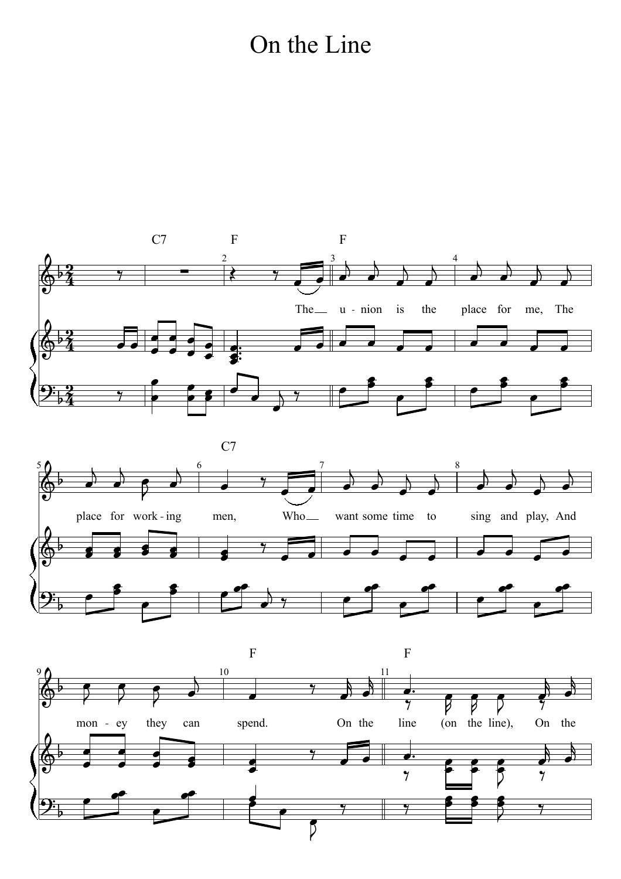# On the Line

C7 F F

The u - nion is the place for me, The

C7

place for work - ing men, Who want some time to sing and play, And

F F

mon - ey they can spend. On the line (on the line), On the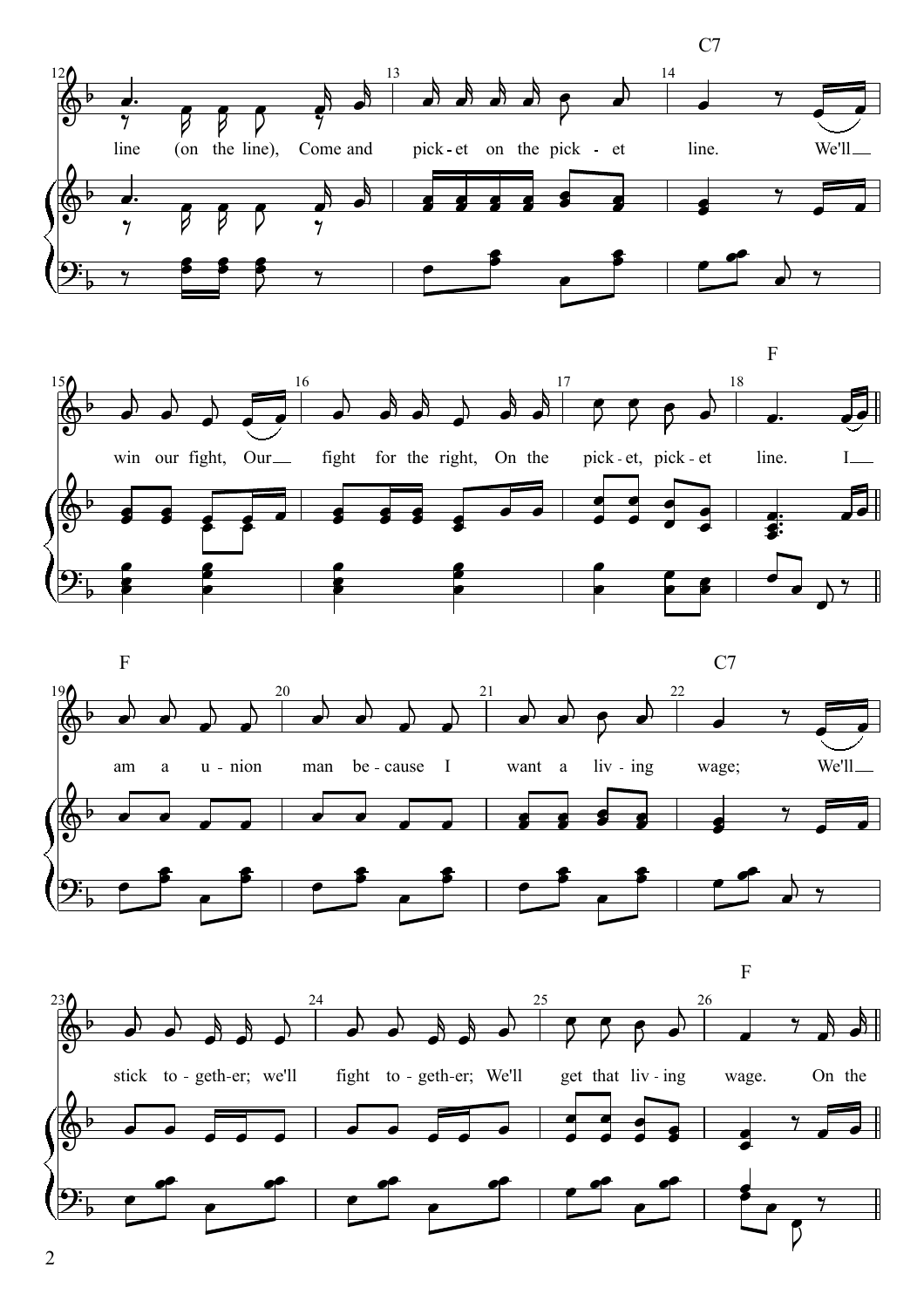C7

line (on the line), Come and pick - et on the pick - et line. We'll

F

win our fight, Our fight for the right, On the pick - et, pick - et line. I

F C7

am a u - nion man be - cause I want a liv - ing wage; We'll

F

stick to - geth - er; we'll fight to - geth - er; We'll get that liv - ing wage. On the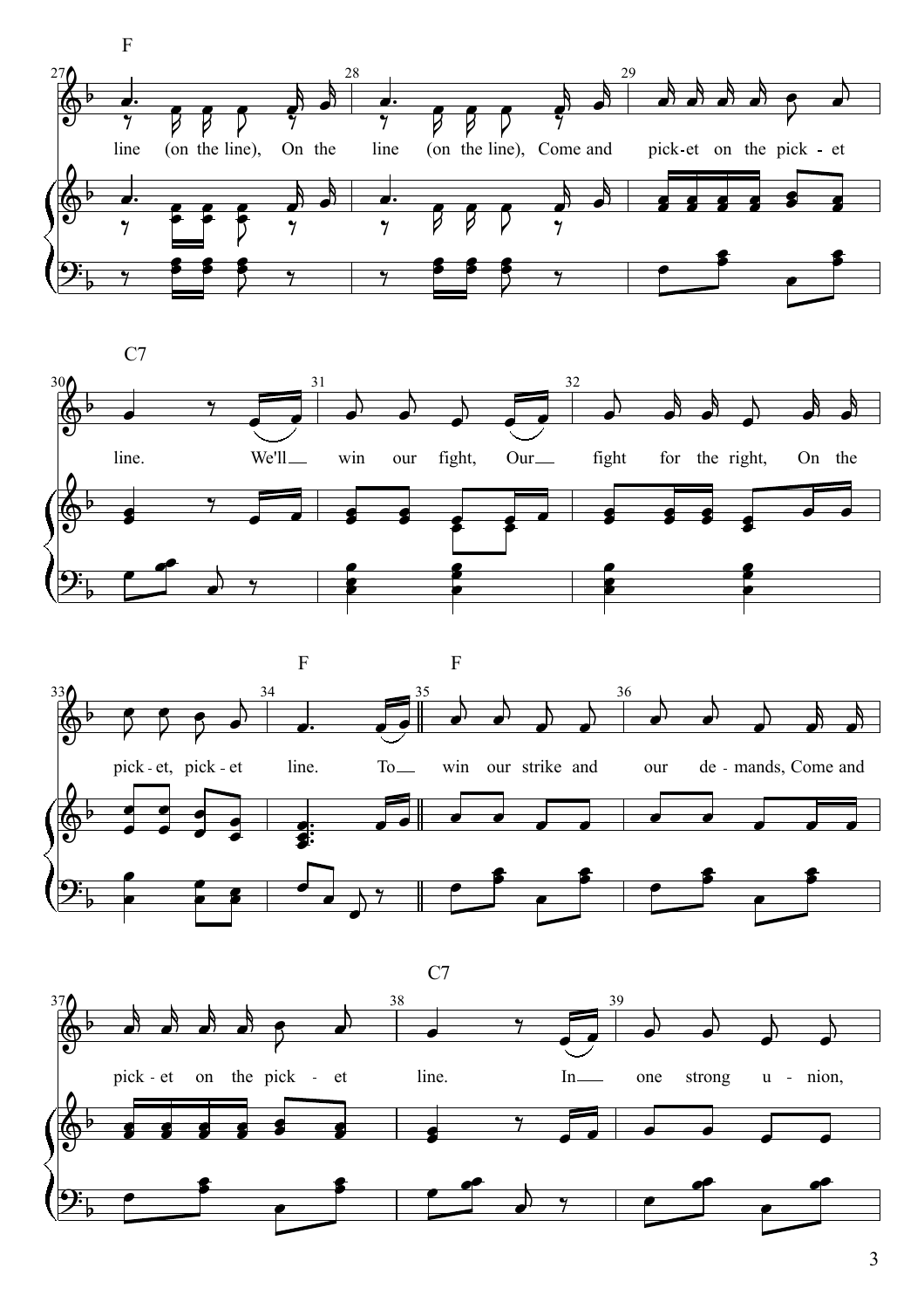F

line (on the line), On the line (on the line), Come and pick-et on the pick - et

C7

line. We'll win our fight, Our fight for the right, On the

F F

pick - et, pick - et line. To win our strike and our de - mands, Come and

C7

pick - et on the pick - et line. In one strong u - nion,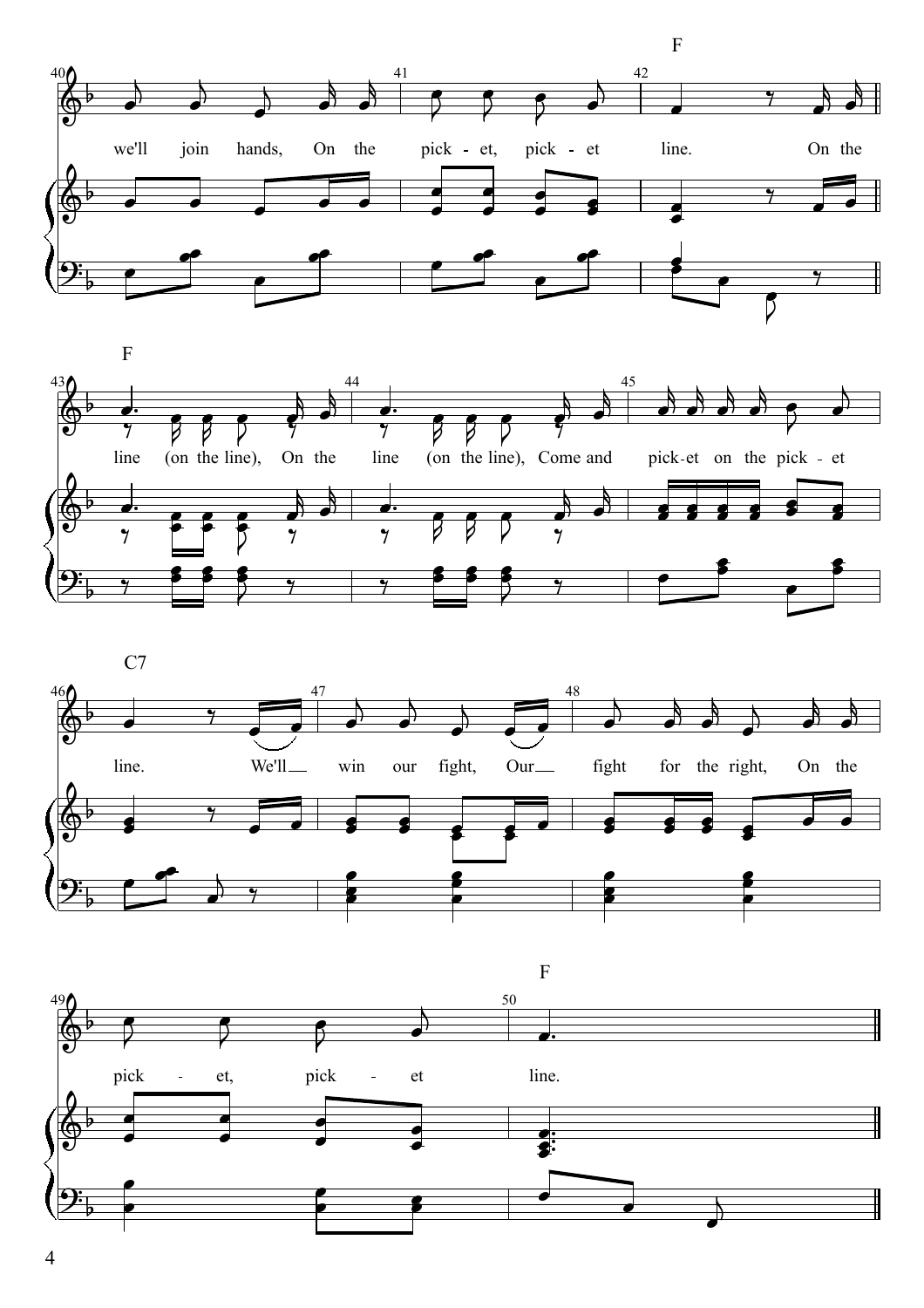F

we'll join hands, On the pick - et, pick - et line. On the

F

line (on the line), On the line (on the line), Come and pick-et on the pick - et

C7

line. We'll win our fight, Our fight for the right, On the

F

pick - et, pick - et line.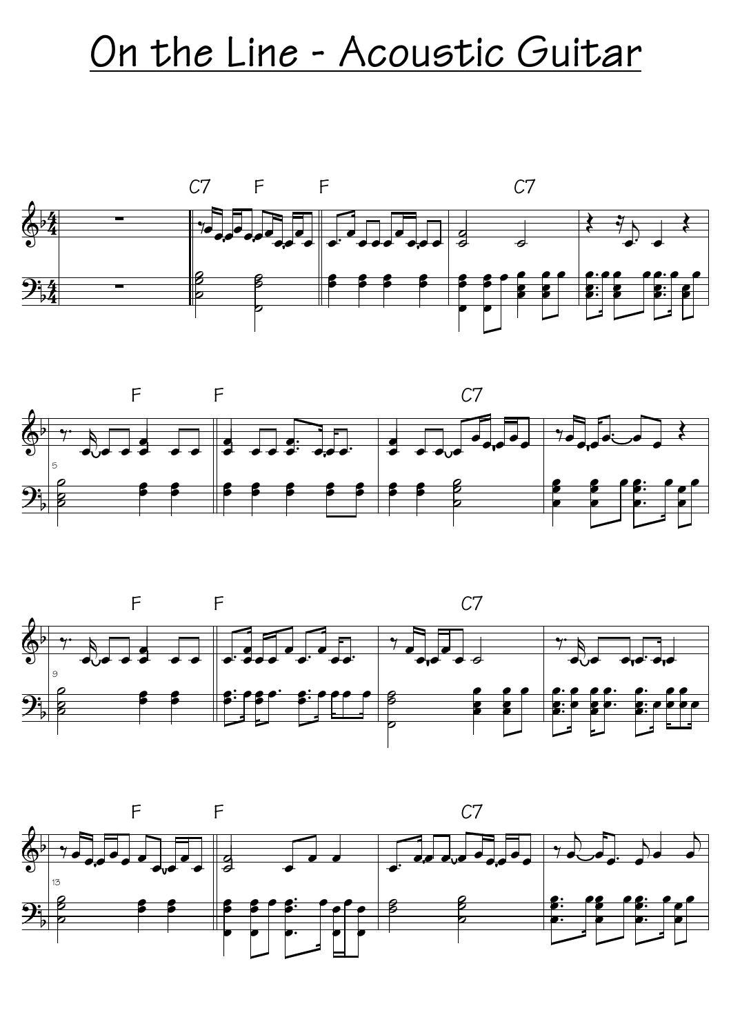# On the Line - Acoustic Guitar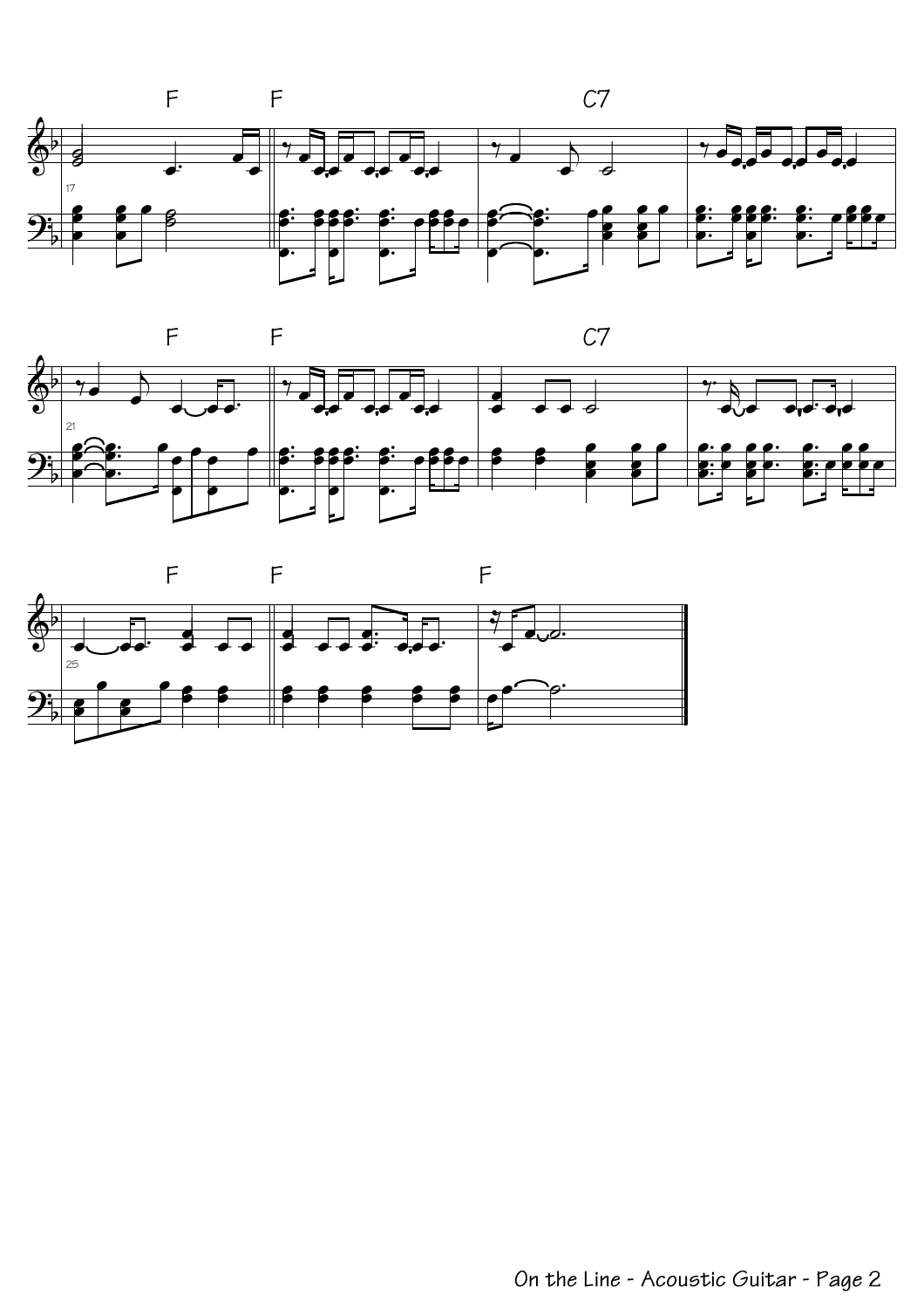F F C7

F F C7

F F F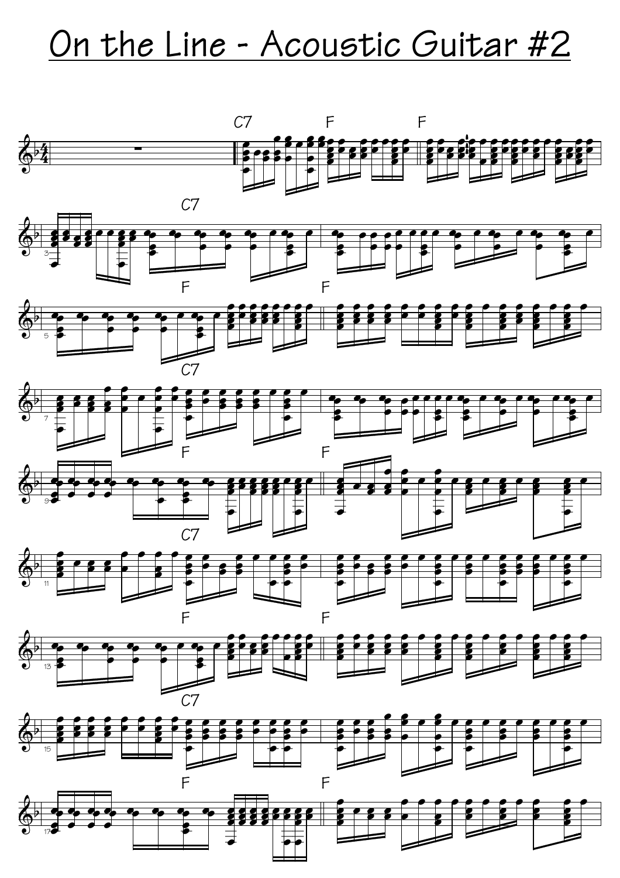# On the Line - Acoustic Guitar #2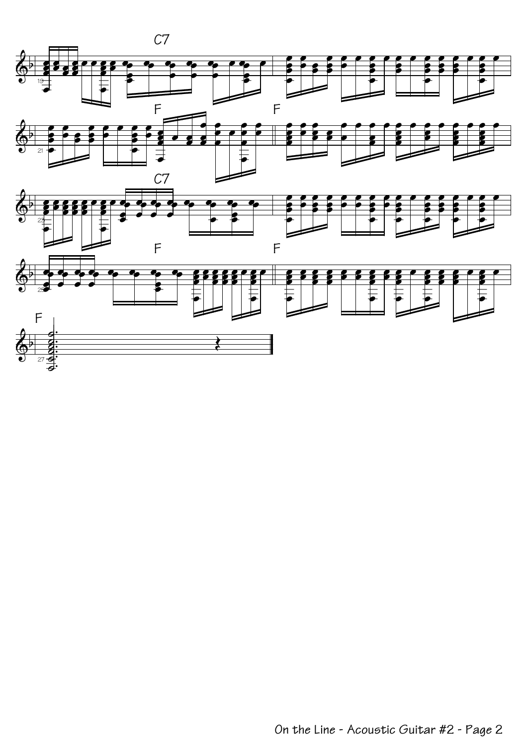C7

F

F

C7

F

F

F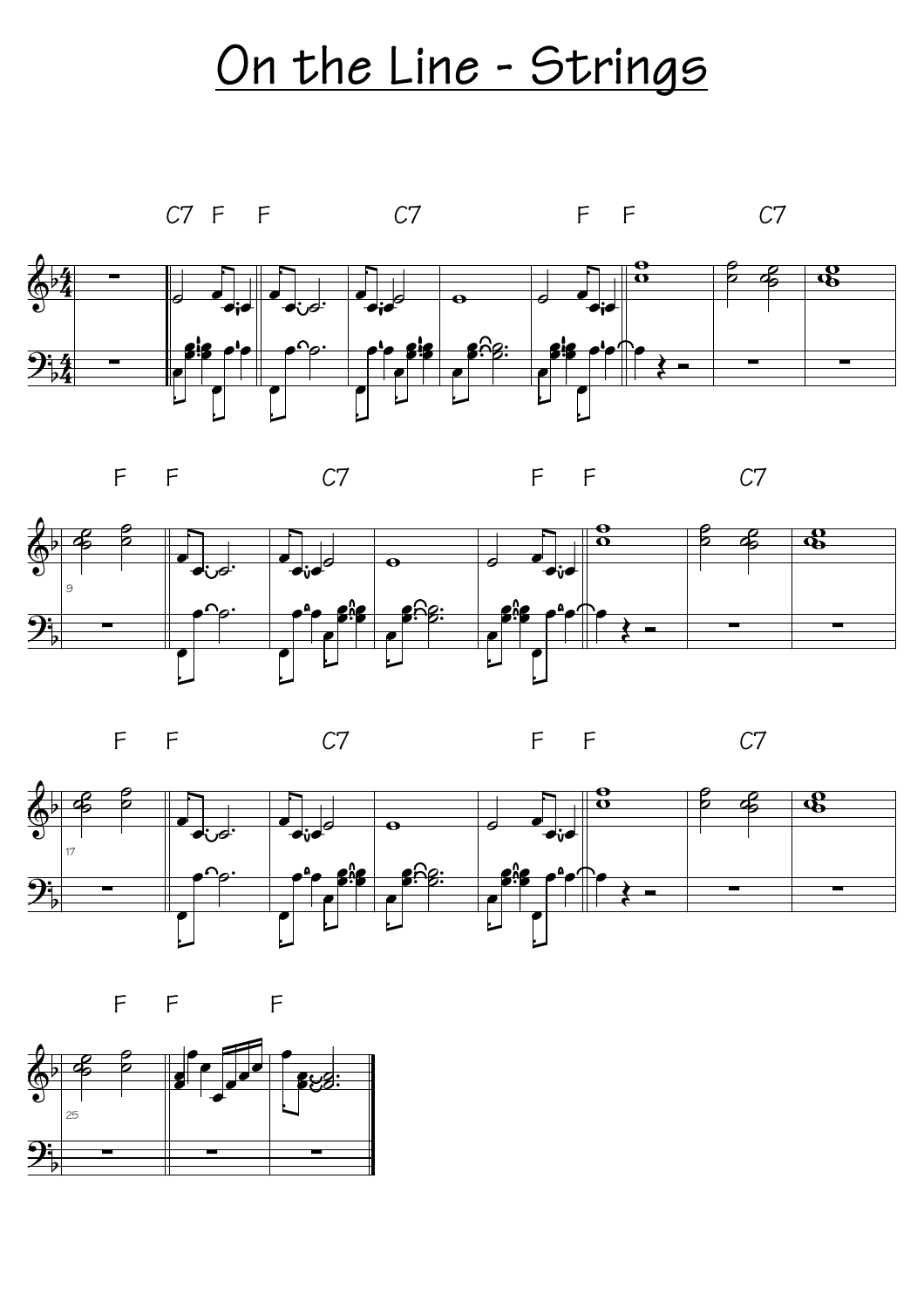# On the Line - Strings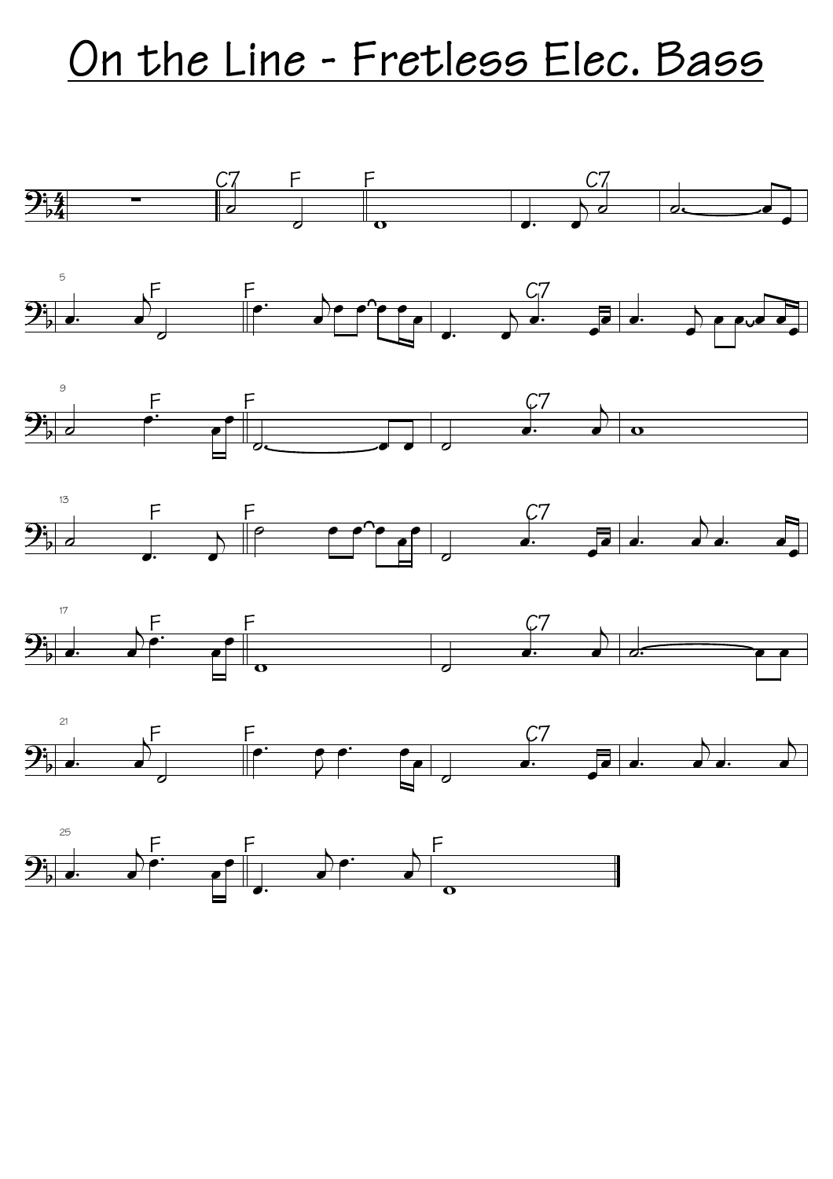# On the Line - Fretless Elec. Bass